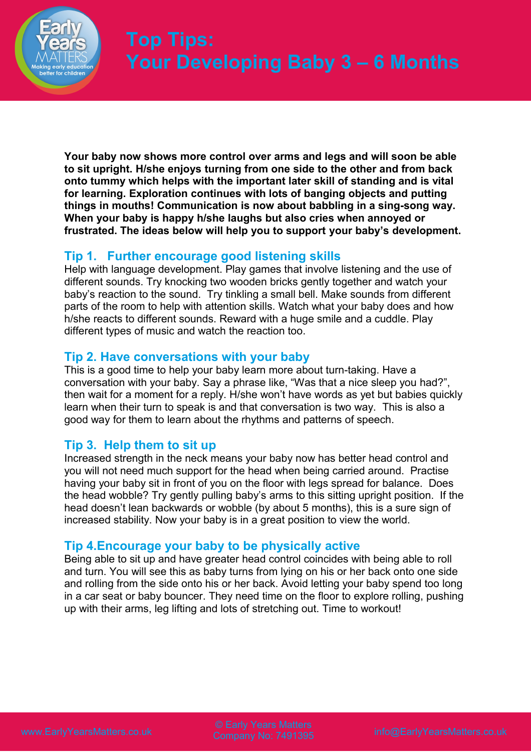# Top Tips: Your Developing Baby 3 – 6 Months

**Your baby now shows more control over arms and legs and will soon be able to sit upright. H/she enjoys turning from one side to the other and from back onto tummy which helps with the important later skill of standing and is vital for learning. Exploration continues with lots of banging objects and putting things in mouths! Communication is now about babbling in a sing-song way. When your baby is happy h/she laughs but also cries when annoyed or frustrated. The ideas below will help you to support your baby's development.**

## Tip 1. Further encourage good listening skills

Help with language development. Play games that involve listening and the use of different sounds. Try knocking two wooden bricks gently together and watch your baby's reaction to the sound. Try tinkling a small bell. Make sounds from different parts of the room to help with attention skills. Watch what your baby does and how h/she reacts to different sounds. Reward with a huge smile and a cuddle. Play different types of music and watch the reaction too.

## Tip 2. Have conversations with your baby

This is a good time to help your baby learn more about turn-taking. Have a conversation with your baby. Say a phrase like, "Was that a nice sleep you had?", then wait for a moment for a reply. H/she won't have words as yet but babies quickly learn when their turn to speak is and that conversation is two way. This is also a good way for them to learn about the rhythms and patterns of speech.

## Tip 3. Help them to sit up

Increased strength in the neck means your baby now has better head control and you will not need much support for the head when being carried around. Practise having your baby sit in front of you on the floor with legs spread for balance. Does the head wobble? Try gently pulling baby's arms to this sitting upright position. If the head doesn't lean backwards or wobble (by about 5 months), this is a sure sign of increased stability. Now your baby is in a great position to view the world.

## Tip 4.Encourage your baby to be physically active

Being able to sit up and have greater head control coincides with being able to roll and turn. You will see this as baby turns from lying on his or her back onto one side and rolling from the side onto his or her back. Avoid letting your baby spend too long in a car seat or baby bouncer. They need time on the floor to explore rolling, pushing up with their arms, leg lifting and lots of stretching out. Time to workout!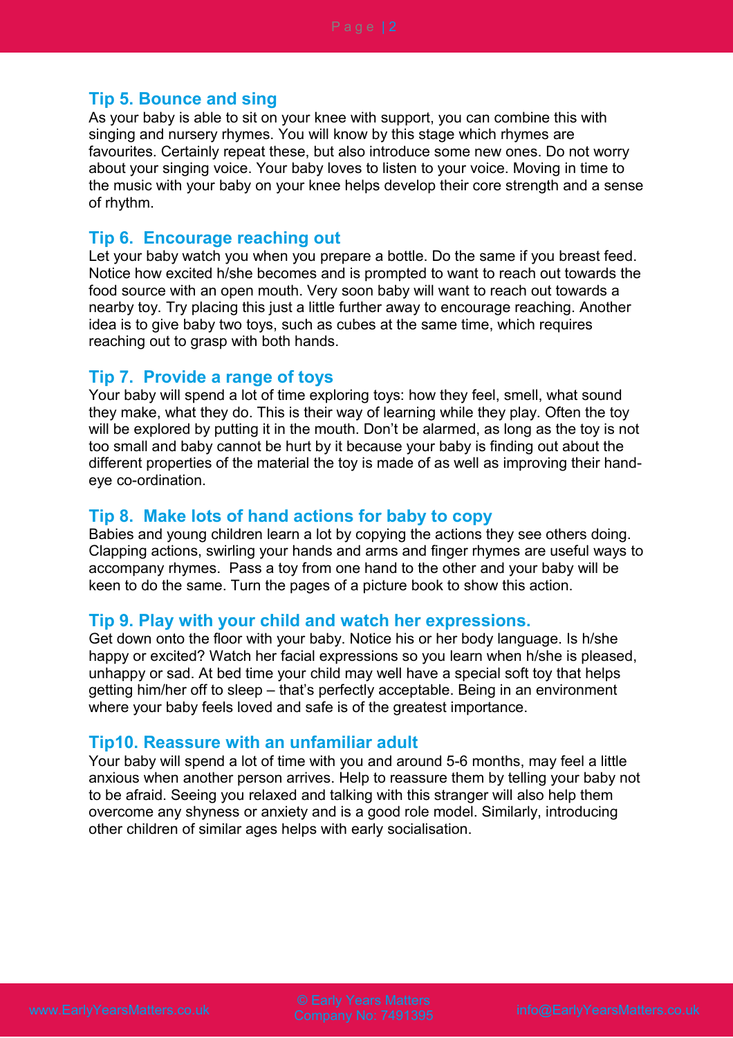## Tip 5. Bounce and sing

As your baby is able to sit on your knee with support, you can combine this with singing and nursery rhymes. You will know by this stage which rhymes are favourites. Certainly repeat these, but also introduce some new ones. Do not worry about your singing voice. Your baby loves to listen to your voice. Moving in time to the music with your baby on your knee helps develop their core strength and a sense of rhythm.

## Tip 6. Encourage reaching out

Let your baby watch you when you prepare a bottle. Do the same if you breast feed. Notice how excited h/she becomes and is prompted to want to reach out towards the food source with an open mouth. Very soon baby will want to reach out towards a nearby toy. Try placing this just a little further away to encourage reaching. Another idea is to give baby two toys, such as cubes at the same time, which requires reaching out to grasp with both hands.

## Tip 7. Provide a range of toys

Your baby will spend a lot of time exploring toys: how they feel, smell, what sound they make, what they do. This is their way of learning while they play. Often the toy will be explored by putting it in the mouth. Don't be alarmed, as long as the toy is not too small and baby cannot be hurt by it because your baby is finding out about the different properties of the material the toy is made of as well as improving their hand-eye co-ordination.

## Tip 8. Make lots of hand actions for baby to copy

Babies and young children learn a lot by copying the actions they see others doing. Clapping actions, swirling your hands and arms and finger rhymes are useful ways to accompany rhymes. Pass a toy from one hand to the other and your baby will be keen to do the same. Turn the pages of a picture book to show this action.

## Tip 9. Play with your child and watch her expressions.

Get down onto the floor with your baby. Notice his or her body language. Is h/she happy or excited? Watch her facial expressions so you learn when h/she is pleased, unhappy or sad. At bed time your child may well have a special soft toy that helps getting him/her off to sleep – that's perfectly acceptable. Being in an environment where your baby feels loved and safe is of the greatest importance.

## Tip10. Reassure with an unfamiliar adult

Your baby will spend a lot of time with you and around 5-6 months, may feel a little anxious when another person arrives. Help to reassure them by telling your baby not to be afraid. Seeing you relaxed and talking with this stranger will also help them overcome any shyness or anxiety and is a good role model. Similarly, introducing other children of similar ages helps with early socialisation.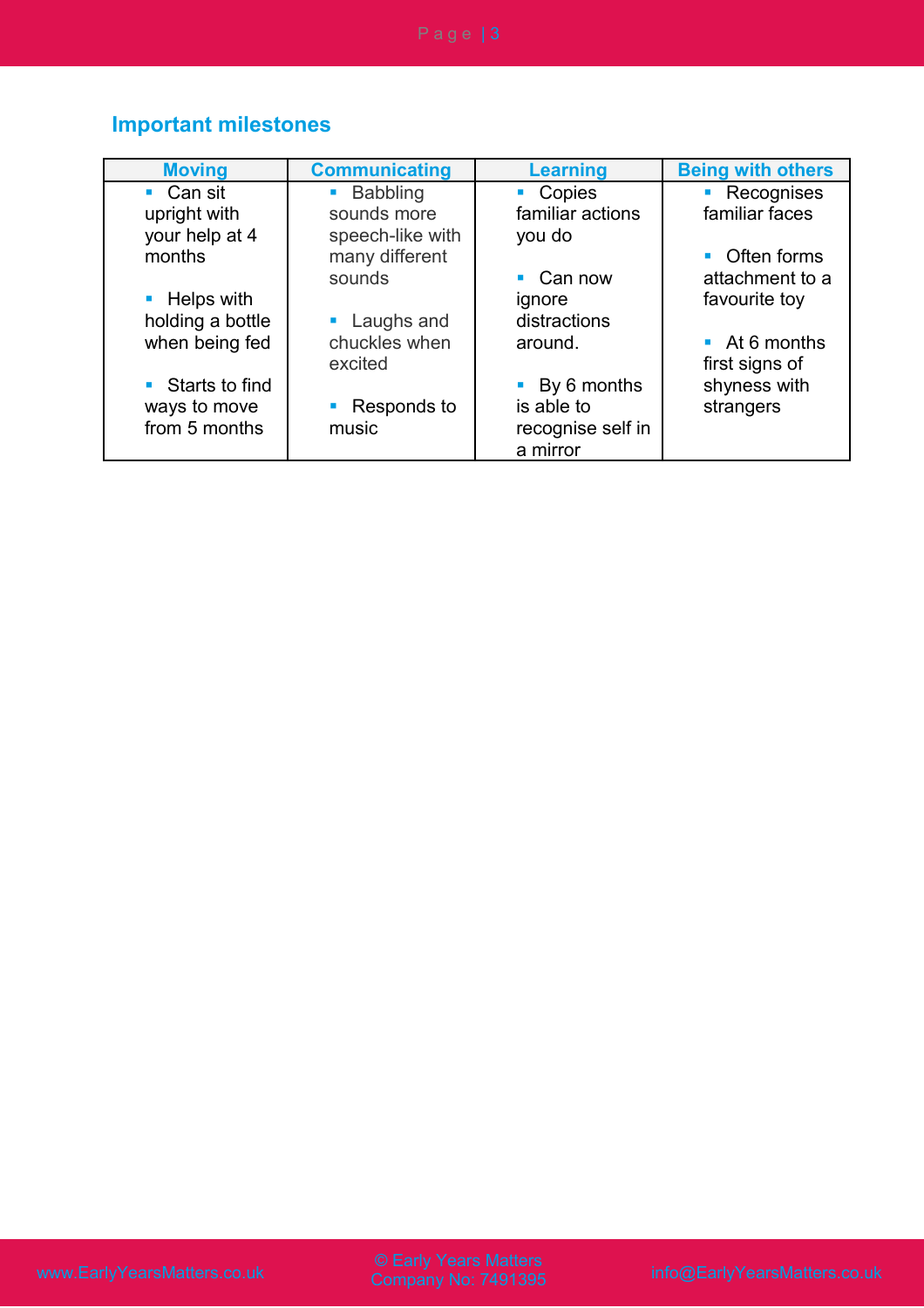## Important milestones

| Moving | Communicating | Learning | Being with others |
| --- | --- | --- | --- |
| ▪ Can sit upright with your help at 4 months<br><br>▪ Helps with holding a bottle when being fed<br><br>▪ Starts to find ways to move from 5 months | ▪ Babbling sounds more speech-like with many different sounds<br><br>▪ Laughs and chuckles when excited<br><br>▪ Responds to music | ▪ Copies familiar actions you do<br><br>▪ Can now ignore distractions around.<br><br>▪ By 6 months is able to recognise self in a mirror | ▪ Recognises familiar faces<br><br>▪ Often forms attachment to a favourite toy<br><br>▪ At 6 months first signs of shyness with strangers |